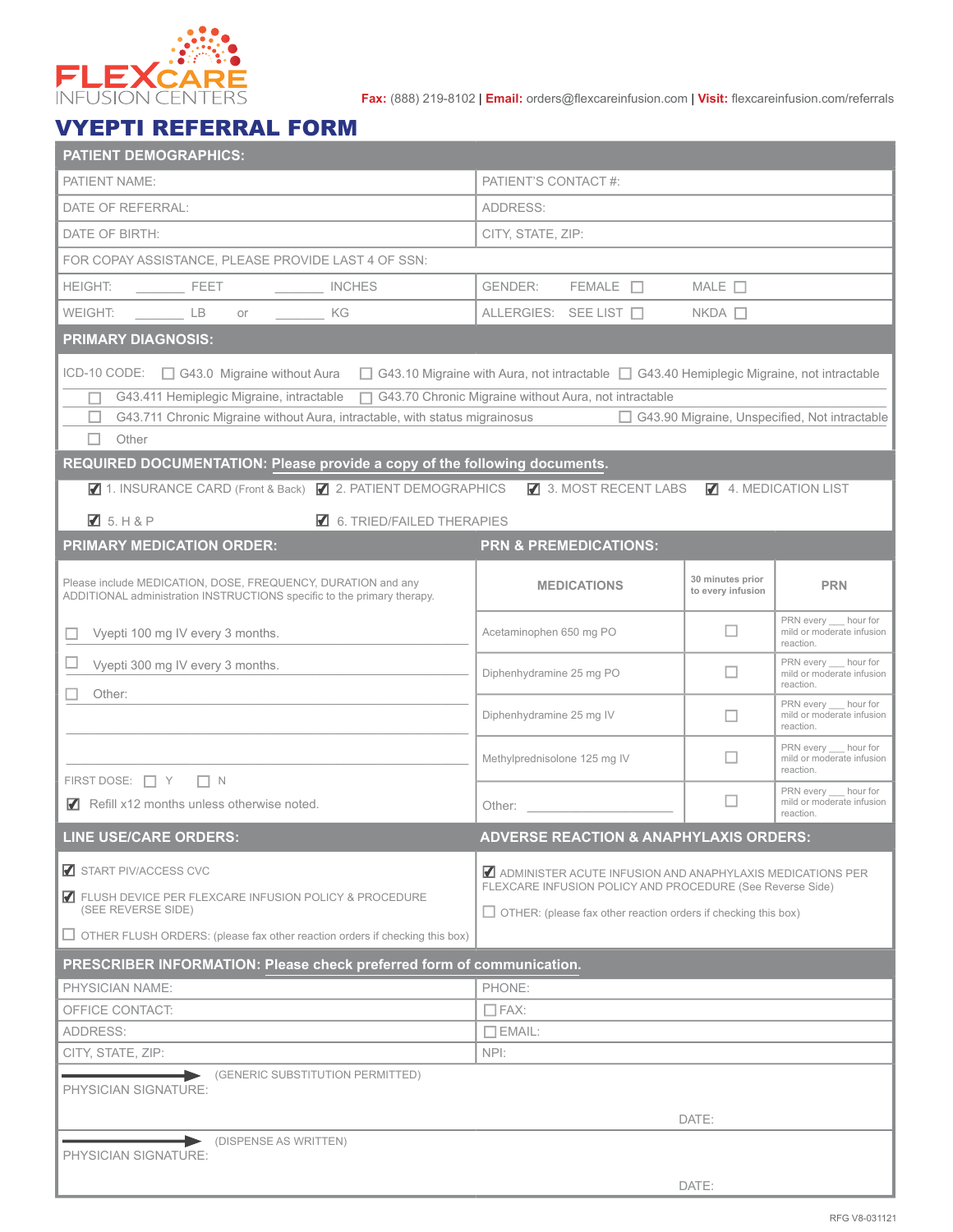FLEXCARE INFUSION CENTERS

**Fax:** (888) 219-8102 | **Email:** orders@flexcareinfusion.com | **Visit:** flexcareinfusion.com/referrals

# VYEPTI REFERRAL FORM

## PATIENT DEMOGRAPHICS:

| | |
|---|---|
| PATIENT NAME: | PATIENT'S CONTACT #: |
| DATE OF REFERRAL: | ADDRESS: |
| DATE OF BIRTH: | CITY, STATE, ZIP: |
| FOR COPAY ASSISTANCE, PLEASE PROVIDE LAST 4 OF SSN: | |
| HEIGHT: ______ FEET ______ INCHES | GENDER: FEMALE ☐ MALE ☐ |
| WEIGHT: ______ LB or ______ KG | ALLERGIES: SEE LIST ☐ NKDA ☐ |

## PRIMARY DIAGNOSIS:

ICD-10 CODE:

- ☐ G43.0 Migraine without Aura
- ☐ G43.10 Migraine with Aura, not intractable
- ☐ G43.40 Hemiplegic Migraine, not intractable
- ☐ G43.411 Hemiplegic Migraine, intractable
- ☐ G43.70 Chronic Migraine without Aura, not intractable
- ☐ G43.711 Chronic Migraine without Aura, intractable, with status migrainosus
- ☐ G43.90 Migraine, Unspecified, Not intractable
- ☐ Other

## REQUIRED DOCUMENTATION: Please provide a copy of the following documents.

- ☑ 1. INSURANCE CARD (Front & Back)
- ☑ 2. PATIENT DEMOGRAPHICS
- ☑ 3. MOST RECENT LABS
- ☑ 4. MEDICATION LIST
- ☑ 5. H & P
- ☑ 6. TRIED/FAILED THERAPIES

## PRIMARY MEDICATION ORDER:

Please include MEDICATION, DOSE, FREQUENCY, DURATION and any ADDITIONAL administration INSTRUCTIONS specific to the primary therapy.

- ☐ Vyepti 100 mg IV every 3 months.
- ☐ Vyepti 300 mg IV every 3 months.
- ☐ Other: ______________________

FIRST DOSE: ☐ Y ☐ N

☑ Refill x12 months unless otherwise noted.

## PRN & PREMEDICATIONS:

| MEDICATIONS | 30 minutes prior to every infusion | PRN |
|---|---|---|
| Acetaminophen 650 mg PO | ☐ | PRN every ___ hour for mild or moderate infusion reaction. |
| Diphenhydramine 25 mg PO | ☐ | PRN every ___ hour for mild or moderate infusion reaction. |
| Diphenhydramine 25 mg IV | ☐ | PRN every ___ hour for mild or moderate infusion reaction. |
| Methylprednisolone 125 mg IV | ☐ | PRN every ___ hour for mild or moderate infusion reaction. |
| Other: ____________ | ☐ | PRN every ___ hour for mild or moderate infusion reaction. |

## LINE USE/CARE ORDERS:

- ☑ START PIV/ACCESS CVC
- ☑ FLUSH DEVICE PER FLEXCARE INFUSION POLICY & PROCEDURE (SEE REVERSE SIDE)
- ☐ OTHER FLUSH ORDERS: (please fax other reaction orders if checking this box)

## ADVERSE REACTION & ANAPHYLAXIS ORDERS:

- ☑ ADMINISTER ACUTE INFUSION AND ANAPHYLAXIS MEDICATIONS PER FLEXCARE INFUSION POLICY AND PROCEDURE (See Reverse Side)
- ☐ OTHER: (please fax other reaction orders if checking this box)

## PRESCRIBER INFORMATION: Please check preferred form of communication.

| | |
|---|---|
| PHYSICIAN NAME: | PHONE: |
| OFFICE CONTACT: | ☐ FAX: |
| ADDRESS: | ☐ EMAIL: |
| CITY, STATE, ZIP: | NPI: |

PHYSICIAN SIGNATURE: (GENERIC SUBSTITUTION PERMITTED) DATE:

PHYSICIAN SIGNATURE: (DISPENSE AS WRITTEN) DATE:

RFG V8-031121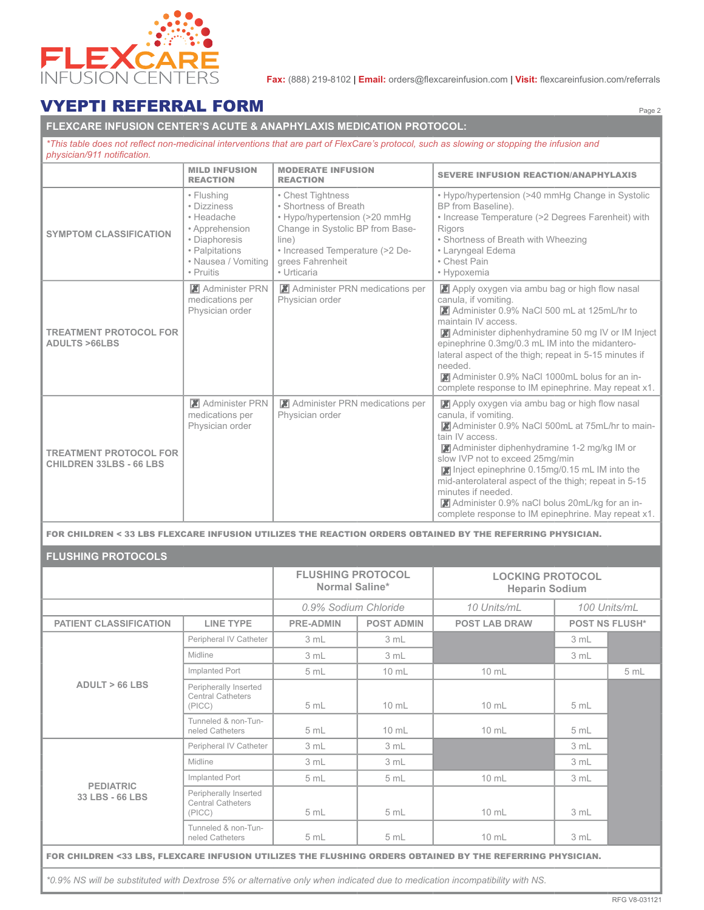# FLEXCARE INFUSION CENTERS

**Fax:** (888) 219-8102 | **Email:** orders@flexcareinfusion.com | **Visit:** flexcareinfusion.com/referrals

# VYEPTI REFERRAL FORM

## FLEXCARE INFUSION CENTER'S ACUTE & ANAPHYLAXIS MEDICATION PROTOCOL:

*\*This table does not reflect non-medicinal interventions that are part of FlexCare's protocol, such as slowing or stopping the infusion and physician/911 notification.*

| | MILD INFUSION REACTION | MODERATE INFUSION REACTION | SEVERE INFUSION REACTION/ANAPHYLAXIS |
|---|---|---|---|
| **SYMPTOM CLASSIFICATION** | • Flushing<br>• Dizziness<br>• Headache<br>• Apprehension<br>• Diaphoresis<br>• Palpitations<br>• Nausea / Vomiting<br>• Pruitis | • Chest Tightness<br>• Shortness of Breath<br>• Hypo/hypertension (>20 mmHg Change in Systolic BP from Baseline)<br>• Increased Temperature (>2 Degrees Farenheit)<br>• Urticaria | • Hypo/hypertension (>40 mmHg Change in Systolic BP from Baseline).<br>• Increase Temperature (>2 Degrees Farenheit) with Rigors<br>• Shortness of Breath with Wheezing<br>• Laryngeal Edema<br>• Chest Pain<br>• Hypoxemia |
| **TREATMENT PROTOCOL FOR ADULTS >66LBS** | ☒ Administer PRN medications per Physician order | ☒ Administer PRN medications per Physician order | ☒ Apply oxygen via ambu bag or high flow nasal canula, if vomiting.<br>☒ Administer 0.9% NaCl 500 mL at 125mL/hr to maintain IV access.<br>☒ Administer diphenhydramine 50 mg IV or IM Inject epinephrine 0.3mg/0.3 mL IM into the midanterolateral aspect of the thigh; repeat in 5-15 minutes if needed.<br>☒ Administer 0.9% NaCl 1000mL bolus for an incomplete response to IM epinephrine. May repeat x1. |
| **TREATMENT PROTOCOL FOR CHILDREN 33LBS - 66 LBS** | ☒ Administer PRN medications per Physician order | ☒ Administer PRN medications per Physician order | ☒ Apply oxygen via ambu bag or high flow nasal canula, if vomiting.<br>☒ Administer 0.9% NaCl 500mL at 75mL/hr to maintain IV access.<br>☒ Administer diphenhydramine 1-2 mg/kg IM or slow IVP not to exceed 25mg/min<br>☒ Inject epinephrine 0.15mg/0.15 mL IM into the mid-anterolateral aspect of the thigh; repeat in 5-15 minutes if needed.<br>☒ Administer 0.9% naCl bolus 20mL/kg for an incomplete response to IM epinephrine. May repeat x1. |

**FOR CHILDREN < 33 LBS FLEXCARE INFUSION UTILIZES THE REACTION ORDERS OBTAINED BY THE REFERRING PHYSICIAN.**

## FLUSHING PROTOCOLS

| | | FLUSHING PROTOCOL Normal Saline* | | LOCKING PROTOCOL Heparin Sodium | | |
|---|---|---|---|---|---|---|
| | | *0.9% Sodium Chloride* | | *10 Units/mL* | *100 Units/mL* | |
| **PATIENT CLASSIFICATION** | **LINE TYPE** | **PRE-ADMIN** | **POST ADMIN** | **POST LAB DRAW** | **POST NS FLUSH*** | |
| **ADULT > 66 LBS** | Peripheral IV Catheter | 3 mL | 3 mL | | 3 mL | |
| | Midline | 3 mL | 3 mL | | 3 mL | |
| | Implanted Port | 5 mL | 10 mL | 10 mL | | 5 mL |
| | Peripherally Inserted Central Catheters (PICC) | 5 mL | 10 mL | 10 mL | 5 mL | |
| | Tunneled & non-Tunneled Catheters | 5 mL | 10 mL | 10 mL | 5 mL | |
| **PEDIATRIC 33 LBS - 66 LBS** | Peripheral IV Catheter | 3 mL | 3 mL | | 3 mL | |
| | Midline | 3 mL | 3 mL | | 3 mL | |
| | Implanted Port | 5 mL | 5 mL | 10 mL | 3 mL | |
| | Peripherally Inserted Central Catheters (PICC) | 5 mL | 5 mL | 10 mL | 3 mL | |
| | Tunneled & non-Tunneled Catheters | 5 mL | 5 mL | 10 mL | 3 mL | |

**FOR CHILDREN <33 LBS, FLEXCARE INFUSION UTILIZES THE FLUSHING ORDERS OBTAINED BY THE REFERRING PHYSICIAN.**

*\*0.9% NS will be substituted with Dextrose 5% or alternative only when indicated due to medication incompatibility with NS.*